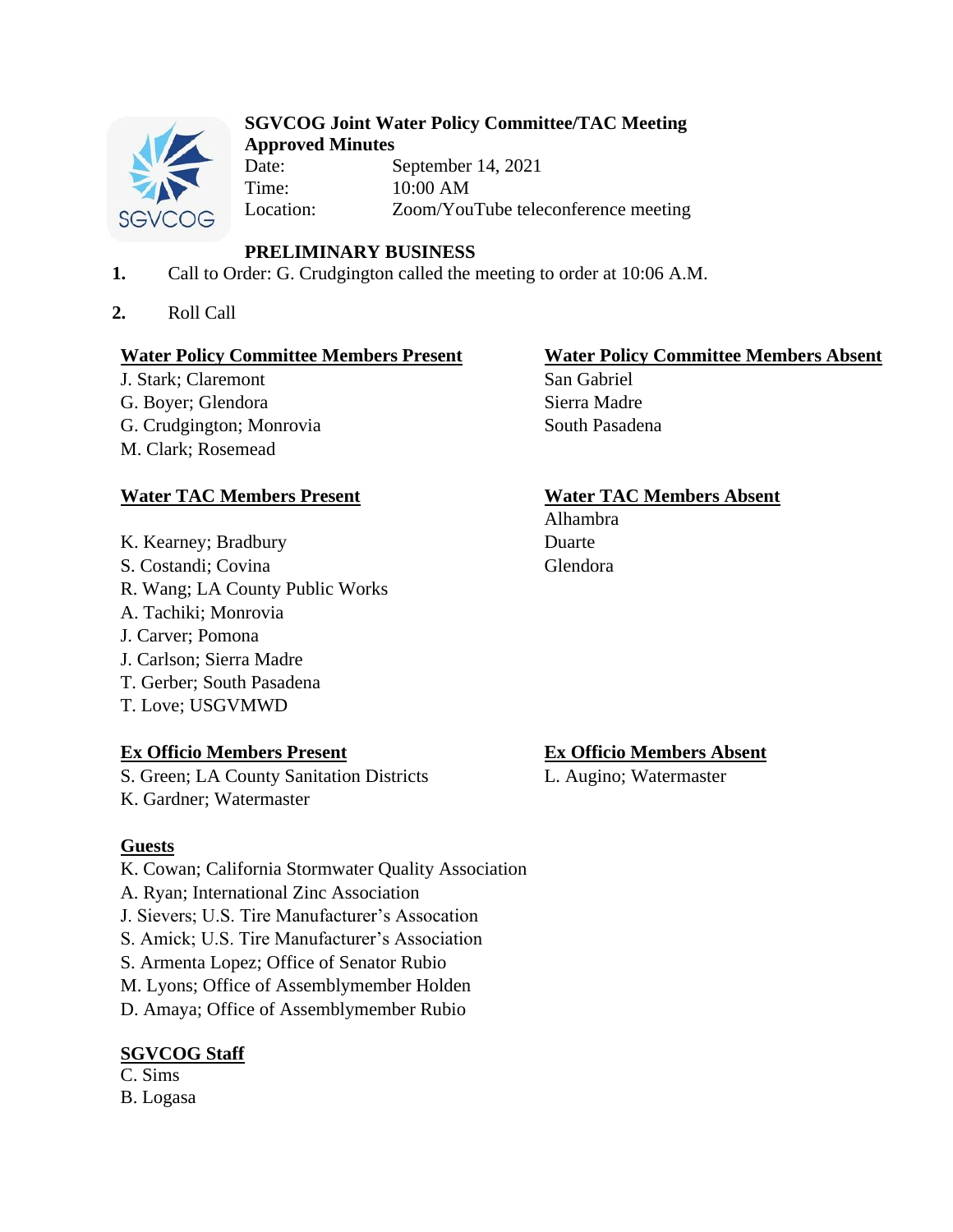# SGVCOG Joint Water Policy Committee/TAC Meeting

**Approved Minutes**

Date: September 14, 2021

Time: 10:00 AM

Location: Zoom/YouTube teleconference meeting

## PRELIMINARY BUSINESS

1. Call to Order: G. Crudgington called the meeting to order at 10:06 A.M.

2. Roll Call

**Water Policy Committee Members Present**

J. Stark; Claremont
G. Boyer; Glendora
G. Crudgington; Monrovia
M. Clark; Rosemead

**Water Policy Committee Members Absent**

San Gabriel
Sierra Madre
South Pasadena

**Water TAC Members Present**

K. Kearney; Bradbury
S. Costandi; Covina
R. Wang; LA County Public Works
A. Tachiki; Monrovia
J. Carver; Pomona
J. Carlson; Sierra Madre
T. Gerber; South Pasadena
T. Love; USGVMWD

**Water TAC Members Absent**

Alhambra
Duarte
Glendora

**Ex Officio Members Present**

S. Green; LA County Sanitation Districts
K. Gardner; Watermaster

**Ex Officio Members Absent**

L. Augino; Watermaster

**Guests**

K. Cowan; California Stormwater Quality Association
A. Ryan; International Zinc Association
J. Sievers; U.S. Tire Manufacturer's Assocation
S. Amick; U.S. Tire Manufacturer's Association
S. Armenta Lopez; Office of Senator Rubio
M. Lyons; Office of Assemblymember Holden
D. Amaya; Office of Assemblymember Rubio

**SGVCOG Staff**

C. Sims
B. Logasa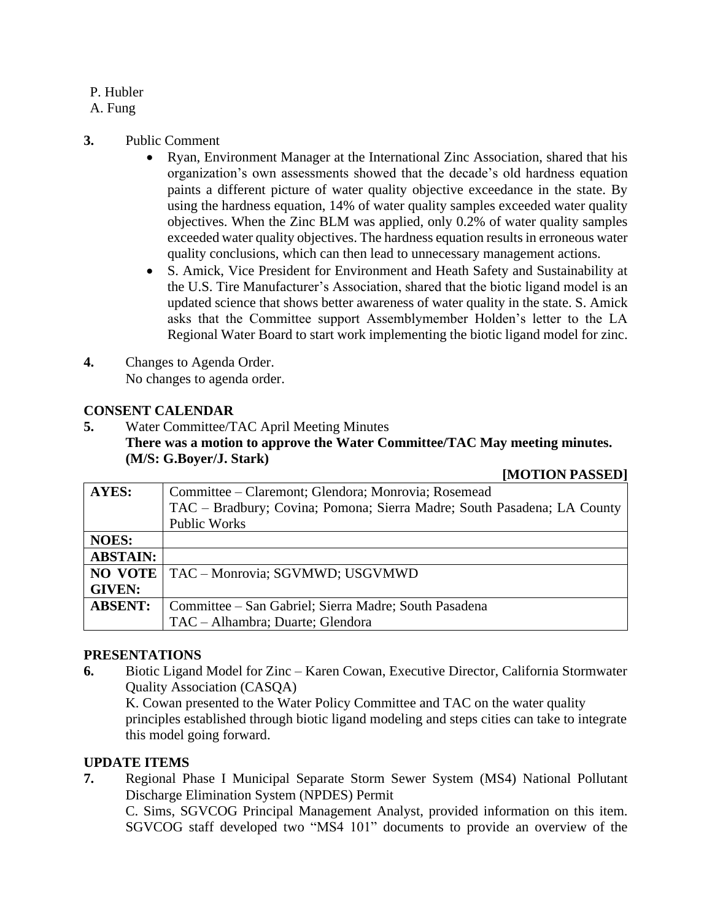P. Hubler
A. Fung

**3.** Public Comment

- Ryan, Environment Manager at the International Zinc Association, shared that his organization's own assessments showed that the decade's old hardness equation paints a different picture of water quality objective exceedance in the state. By using the hardness equation, 14% of water quality samples exceeded water quality objectives. When the Zinc BLM was applied, only 0.2% of water quality samples exceeded water quality objectives. The hardness equation results in erroneous water quality conclusions, which can then lead to unnecessary management actions.
- S. Amick, Vice President for Environment and Heath Safety and Sustainability at the U.S. Tire Manufacturer's Association, shared that the biotic ligand model is an updated science that shows better awareness of water quality in the state. S. Amick asks that the Committee support Assemblymember Holden's letter to the LA Regional Water Board to start work implementing the biotic ligand model for zinc.

**4.** Changes to Agenda Order.
No changes to agenda order.

## CONSENT CALENDAR

**5.** Water Committee/TAC April Meeting Minutes
**There was a motion to approve the Water Committee/TAC May meeting minutes. (M/S: G.Boyer/J. Stark)**

**[MOTION PASSED]**

| | |
|---|---|
| **AYES:** | Committee – Claremont; Glendora; Monrovia; Rosemead<br>TAC – Bradbury; Covina; Pomona; Sierra Madre; South Pasadena; LA County Public Works |
| **NOES:** | |
| **ABSTAIN:** | |
| **NO VOTE GIVEN:** | TAC – Monrovia; SGVMWD; USGVMWD |
| **ABSENT:** | Committee – San Gabriel; Sierra Madre; South Pasadena<br>TAC – Alhambra; Duarte; Glendora |

## PRESENTATIONS

**6.** Biotic Ligand Model for Zinc – Karen Cowan, Executive Director, California Stormwater Quality Association (CASQA)
K. Cowan presented to the Water Policy Committee and TAC on the water quality principles established through biotic ligand modeling and steps cities can take to integrate this model going forward.

## UPDATE ITEMS

**7.** Regional Phase I Municipal Separate Storm Sewer System (MS4) National Pollutant Discharge Elimination System (NPDES) Permit
C. Sims, SGVCOG Principal Management Analyst, provided information on this item. SGVCOG staff developed two "MS4 101" documents to provide an overview of the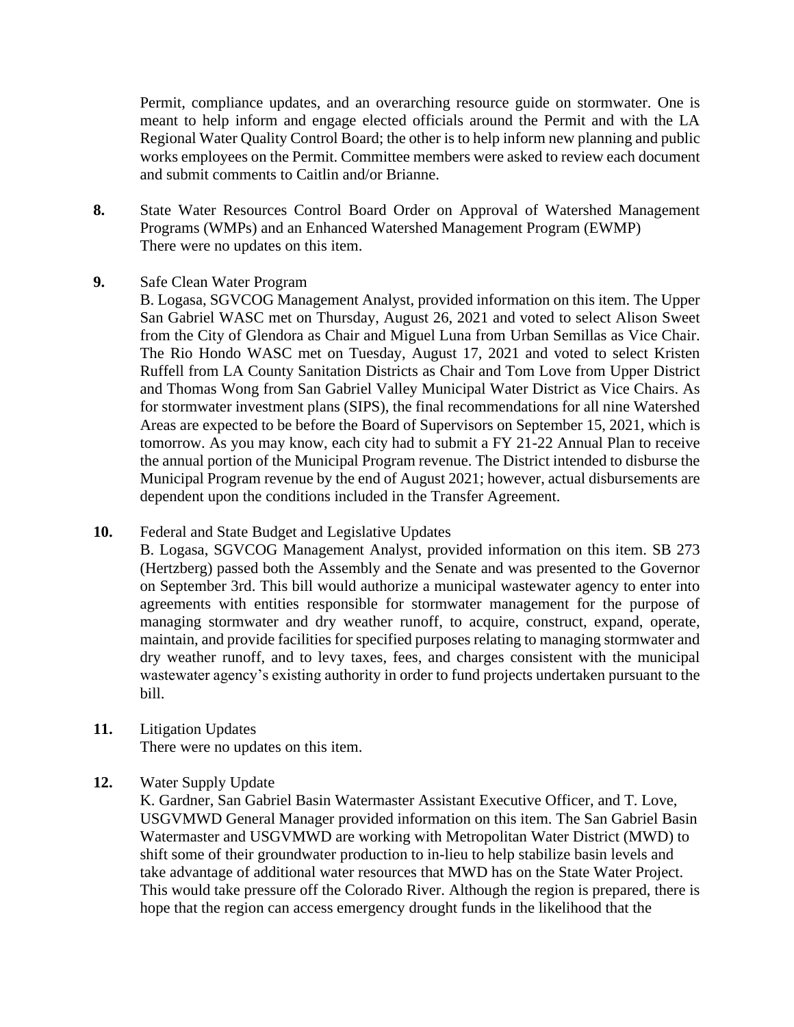Permit, compliance updates, and an overarching resource guide on stormwater. One is meant to help inform and engage elected officials around the Permit and with the LA Regional Water Quality Control Board; the other is to help inform new planning and public works employees on the Permit. Committee members were asked to review each document and submit comments to Caitlin and/or Brianne.

**8.** State Water Resources Control Board Order on Approval of Watershed Management Programs (WMPs) and an Enhanced Watershed Management Program (EWMP)
There were no updates on this item.

**9.** Safe Clean Water Program
B. Logasa, SGVCOG Management Analyst, provided information on this item. The Upper San Gabriel WASC met on Thursday, August 26, 2021 and voted to select Alison Sweet from the City of Glendora as Chair and Miguel Luna from Urban Semillas as Vice Chair. The Rio Hondo WASC met on Tuesday, August 17, 2021 and voted to select Kristen Ruffell from LA County Sanitation Districts as Chair and Tom Love from Upper District and Thomas Wong from San Gabriel Valley Municipal Water District as Vice Chairs. As for stormwater investment plans (SIPS), the final recommendations for all nine Watershed Areas are expected to be before the Board of Supervisors on September 15, 2021, which is tomorrow. As you may know, each city had to submit a FY 21-22 Annual Plan to receive the annual portion of the Municipal Program revenue. The District intended to disburse the Municipal Program revenue by the end of August 2021; however, actual disbursements are dependent upon the conditions included in the Transfer Agreement.

**10.** Federal and State Budget and Legislative Updates
B. Logasa, SGVCOG Management Analyst, provided information on this item. SB 273 (Hertzberg) passed both the Assembly and the Senate and was presented to the Governor on September 3rd. This bill would authorize a municipal wastewater agency to enter into agreements with entities responsible for stormwater management for the purpose of managing stormwater and dry weather runoff, to acquire, construct, expand, operate, maintain, and provide facilities for specified purposes relating to managing stormwater and dry weather runoff, and to levy taxes, fees, and charges consistent with the municipal wastewater agency's existing authority in order to fund projects undertaken pursuant to the bill.

**11.** Litigation Updates
There were no updates on this item.

**12.** Water Supply Update
K. Gardner, San Gabriel Basin Watermaster Assistant Executive Officer, and T. Love, USGVMWD General Manager provided information on this item. The San Gabriel Basin Watermaster and USGVMWD are working with Metropolitan Water District (MWD) to shift some of their groundwater production to in-lieu to help stabilize basin levels and take advantage of additional water resources that MWD has on the State Water Project. This would take pressure off the Colorado River. Although the region is prepared, there is hope that the region can access emergency drought funds in the likelihood that the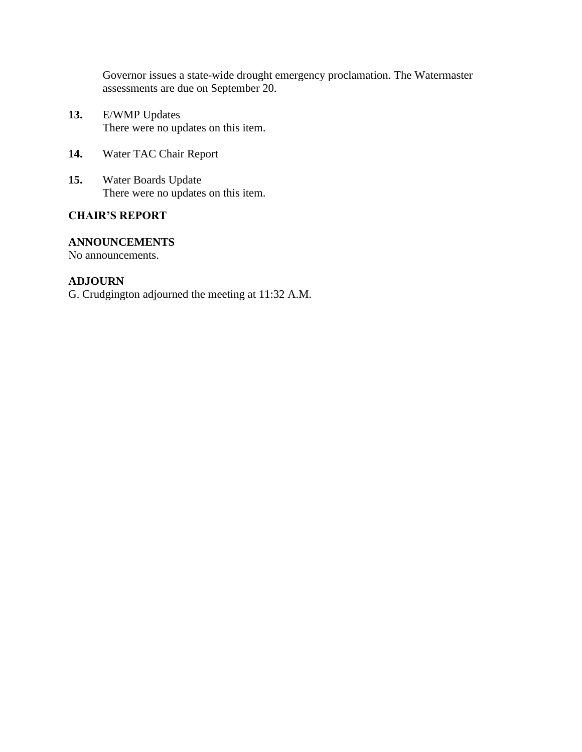Governor issues a state-wide drought emergency proclamation. The Watermaster assessments are due on September 20.

**13.** E/WMP Updates
There were no updates on this item.

**14.** Water TAC Chair Report

**15.** Water Boards Update
There were no updates on this item.

**CHAIR'S REPORT**

**ANNOUNCEMENTS**
No announcements.

**ADJOURN**
G. Crudgington adjourned the meeting at 11:32 A.M.